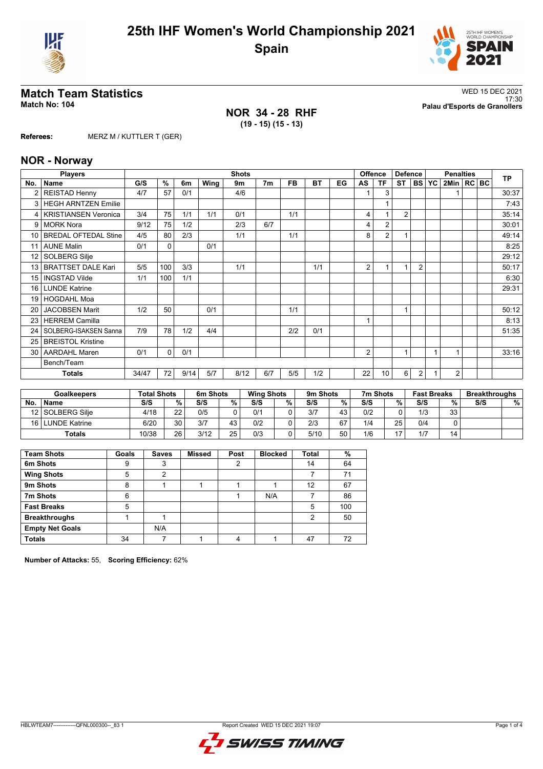# 25th IHF Women's World Championship 2021
## Spain

## Match Team Statistics

**Match No: 104**

WED 15 DEC 2021
17:30
**Palau d'Esports de Granollers**

**NOR 34 - 28 RHF**
**(19 - 15) (15 - 13)**

**Referees:** MERZ M / KUTTLER T (GER)

## NOR - Norway

| Players | | Shots | | | | | | | | | Offence | | Defence | | | Penalties | | | TP |
|---|---|---|---|---|---|---|---|---|---|---|---|---|---|---|---|---|---|---|---|
| No. | Name | G/S | % | 6m | Wing | 9m | 7m | FB | BT | EG | AS | TF | ST | BS | YC | 2Min | RC | BC | |
| 2 | REISTAD Henny | 4/7 | 57 | 0/1 | | 4/6 | | | | | 1 | 3 | | | | 1 | | | 30:37 |
| 3 | HEGH ARNTZEN Emilie | | | | | | | | | | | 1 | | | | | | | 7:43 |
| 4 | KRISTIANSEN Veronica | 3/4 | 75 | 1/1 | 1/1 | 0/1 | | 1/1 | | | 4 | 1 | 2 | | | | | | 35:14 |
| 9 | MORK Nora | 9/12 | 75 | 1/2 | | 2/3 | 6/7 | | | | 4 | 2 | | | | | | | 30:01 |
| 10 | BREDAL OFTEDAL Stine | 4/5 | 80 | 2/3 | | 1/1 | | 1/1 | | | 8 | 2 | 1 | | | | | | 49:14 |
| 11 | AUNE Malin | 0/1 | 0 | | 0/1 | | | | | | | | | | | | | | 8:25 |
| 12 | SOLBERG Silje | | | | | | | | | | | | | | | | | | 29:12 |
| 13 | BRATTSET DALE Kari | 5/5 | 100 | 3/3 | | 1/1 | | | 1/1 | | 2 | 1 | 1 | 2 | | | | | 50:17 |
| 15 | INGSTAD Vilde | 1/1 | 100 | 1/1 | | | | | | | | | | | | | | | 6:30 |
| 16 | LUNDE Katrine | | | | | | | | | | | | | | | | | | 29:31 |
| 19 | HOGDAHL Moa | | | | | | | | | | | | | | | | | | |
| 20 | JACOBSEN Marit | 1/2 | 50 | | 0/1 | | | 1/1 | | | | | 1 | | | | | | 50:12 |
| 23 | HERREM Camilla | | | | | | | | | | 1 | | | | | | | | 8:13 |
| 24 | SOLBERG-ISAKSEN Sanna | 7/9 | 78 | 1/2 | 4/4 | | | 2/2 | 0/1 | | | | | | | | | | 51:35 |
| 25 | BREISTOL Kristine | | | | | | | | | | | | | | | | | | |
| 30 | AARDAHL Maren | 0/1 | 0 | 0/1 | | | | | | | 2 | | 1 | | 1 | 1 | | | 33:16 |
| | Bench/Team | | | | | | | | | | | | | | | | | | |
| | **Totals** | 34/47 | 72 | 9/14 | 5/7 | 8/12 | 6/7 | 5/5 | 1/2 | | 22 | 10 | 6 | 2 | 1 | 2 | | | |

| Goalkeepers | | Total Shots | | 6m Shots | | Wing Shots | | 9m Shots | | 7m Shots | | Fast Breaks | | Breakthroughs | |
|---|---|---|---|---|---|---|---|---|---|---|---|---|---|---|---|
| No. | Name | S/S | % | S/S | % | S/S | % | S/S | % | S/S | % | S/S | % | S/S | % |
| 12 | SOLBERG Silje | 4/18 | 22 | 0/5 | 0 | 0/1 | 0 | 3/7 | 43 | 0/2 | 0 | 1/3 | 33 | | |
| 16 | LUNDE Katrine | 6/20 | 30 | 3/7 | 43 | 0/2 | 0 | 2/3 | 67 | 1/4 | 25 | 0/4 | 0 | | |
| | **Totals** | 10/38 | 26 | 3/12 | 25 | 0/3 | 0 | 5/10 | 50 | 1/6 | 17 | 1/7 | 14 | | |

| Team Shots | Goals | Saves | Missed | Post | Blocked | Total | % |
|---|---|---|---|---|---|---|---|
| **6m Shots** | 9 | 3 | | 2 | | 14 | 64 |
| **Wing Shots** | 5 | 2 | | | | 7 | 71 |
| **9m Shots** | 8 | 1 | 1 | 1 | 1 | 12 | 67 |
| **7m Shots** | 6 | | | 1 | N/A | 7 | 86 |
| **Fast Breaks** | 5 | | | | | 5 | 100 |
| **Breakthroughs** | 1 | 1 | | | | 2 | 50 |
| **Empty Net Goals** | | N/A | | | | | |
| **Totals** | 34 | 7 | 1 | 4 | 1 | 47 | 72 |

**Number of Attacks:** 55, **Scoring Efficiency:** 62%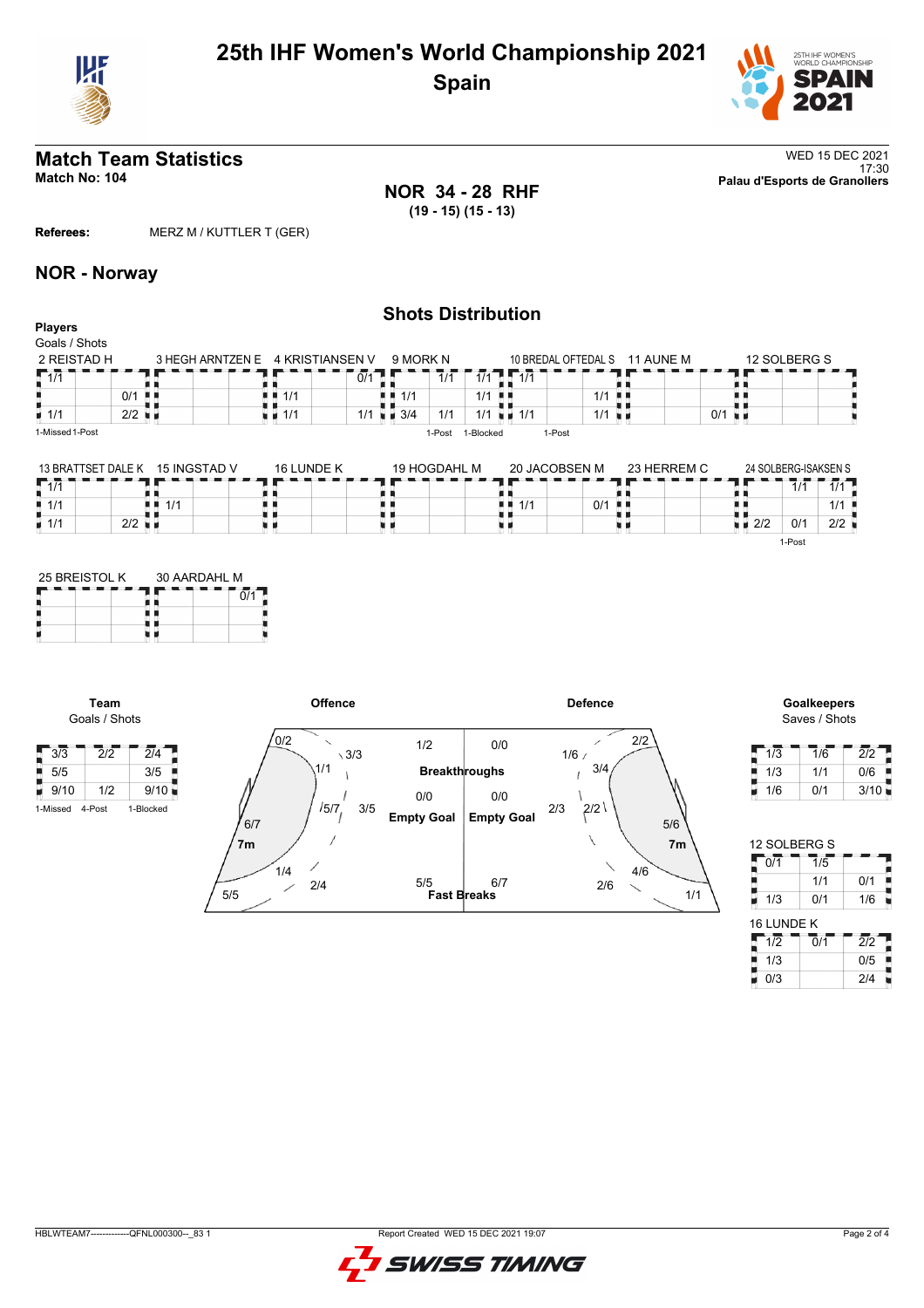# 25th IHF Women's World Championship 2021
## Spain

## Match Team Statistics

Match No: 104

WED 15 DEC 2021
17:30
Palau d'Esports de Granollers

**NOR 34 - 28 RHF**
**(19 - 15) (15 - 13)**

**Referees:** MERZ M / KUTTLER T (GER)

## NOR - Norway

### Shots Distribution

**Players**
Goals / Shots

2 REISTAD H

| | | |
|---|---|---|
| 1/1 | | |
| | | 0/1 |
| 1/1 | | 2/2 |

1-Missed 1-Post

3 HEGH ARNTZEN E

| | | |
|---|---|---|
| | | |
| | | |
| | | |

4 KRISTIANSEN V

| | | |
|---|---|---|
| | | 0/1 |
| 1/1 | | |
| 1/1 | | 1/1 |

9 MORK N

| | | |
|---|---|---|
| | 1/1 | 1/1 |
| 1/1 | | 1/1 |
| 3/4 | 1/1 | 1/1 |

1-Post 1-Blocked

10 BREDAL OFTEDAL S

| | | |
|---|---|---|
| 1/1 | | |
| | | 1/1 |
| 1/1 | | 1/1 |

1-Post

11 AUNE M

| | | |
|---|---|---|
| | | |
| | | |
| | | 0/1 |

12 SOLBERG S

| | | |
|---|---|---|
| | | |
| | | |
| | | |

13 BRATTSET DALE K

| | | |
|---|---|---|
| 1/1 | | |
| 1/1 | | |
| 1/1 | | 2/2 |

15 INGSTAD V

| | | |
|---|---|---|
| | | |
| 1/1 | | |
| | | |

16 LUNDE K

| | | |
|---|---|---|
| | | |
| | | |
| | | |

19 HOGDAHL M

| | | |
|---|---|---|
| | | |
| | | |
| | | |

20 JACOBSEN M

| | | |
|---|---|---|
| | | |
| 1/1 | | 0/1 |
| | | |

23 HERREM C

| | | |
|---|---|---|
| | | |
| | | |
| | | |

24 SOLBERG-ISAKSEN S

| | | |
|---|---|---|
| | 1/1 | 1/1 |
| | | 1/1 |
| 2/2 | 0/1 | 2/2 |

1-Post

25 BREISTOL K

| | | |
|---|---|---|
| | | |
| | | |
| | | |

30 AARDAHL M

| | | |
|---|---|---|
| | | 0/1 |
| | | |
| | | |

**Team**
Goals / Shots

| | | |
|---|---|---|
| 3/3 | 2/2 | 2/4 |
| 5/5 | | 3/5 |
| 9/10 | 1/2 | 9/10 |

1-Missed 4-Post 1-Blocked

**Offence**

0/2
3/3
1/1
6/7
/5/7
3/5
7m
1/4
2/4
5/5

1/2 Breakthroughs 0/0
0/0 Empty Goal 0/0 Empty Goal
5/5 Fast Breaks 6/7

**Defence**

2/2
1/6
3/4
2/3
2/2
5/6
7m
4/6
2/6
1/1

**Goalkeepers**
Saves / Shots

| | | |
|---|---|---|
| 1/3 | 1/6 | 2/2 |
| 1/3 | 1/1 | 0/6 |
| 1/6 | 0/1 | 3/10 |

12 SOLBERG S

| | | |
|---|---|---|
| 0/1 | 1/5 | |
| | 1/1 | 0/1 |
| 1/3 | 0/1 | 1/6 |

16 LUNDE K

| | | |
|---|---|---|
| 1/2 | 0/1 | 2/2 |
| 1/3 | | 0/5 |
| 0/3 | | 2/4 |

HBLWTEAM7--------------QFNL000300--_83 1 Report Created WED 15 DEC 2021 19:07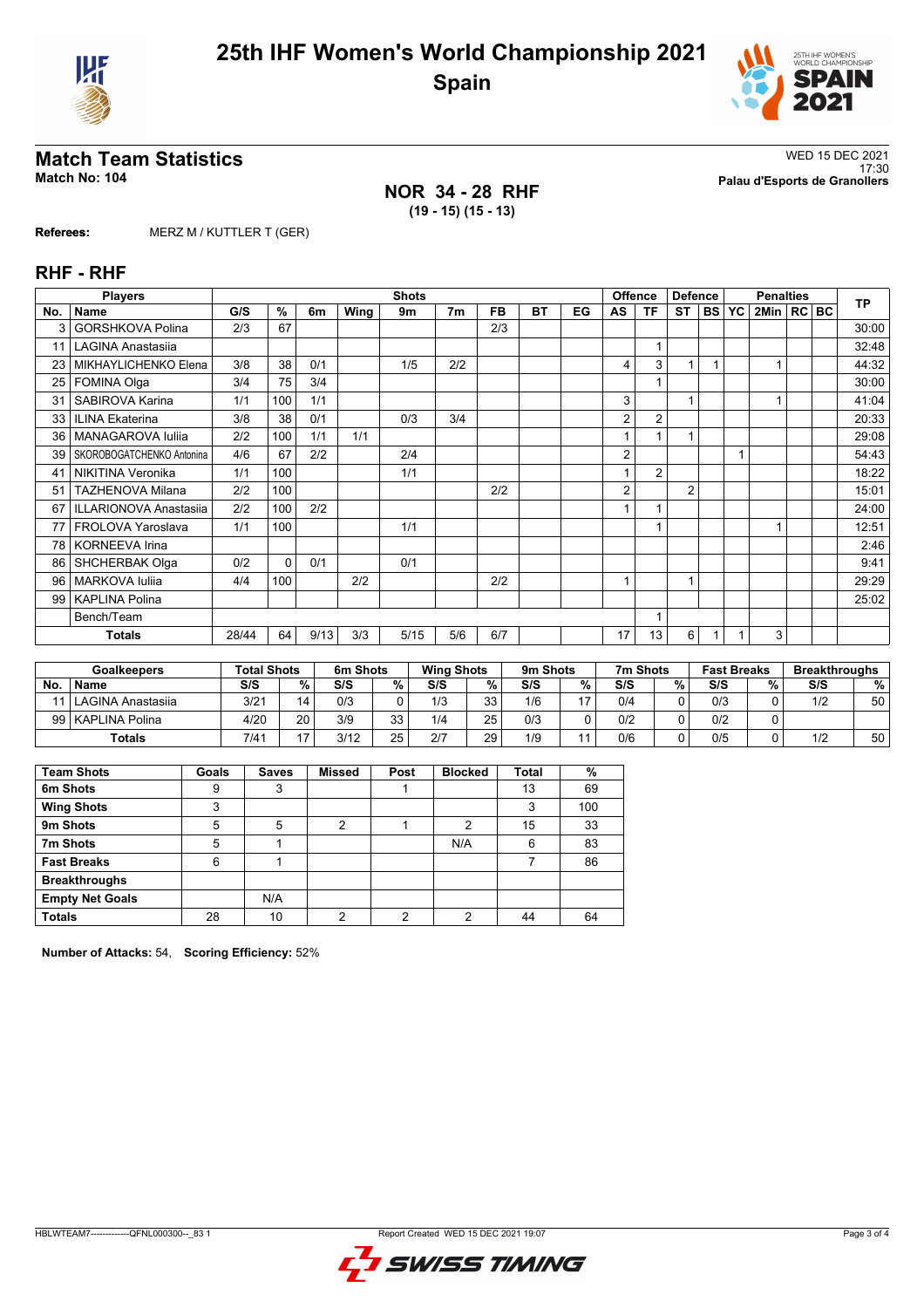# 25th IHF Women's World Championship 2021

## Spain

## Match Team Statistics

**Match No: 104**

WED 15 DEC 2021
17:30
**Palau d'Esports de Granollers**

### NOR 34 - 28 RHF
**(19 - 15) (15 - 13)**

**Referees:** MERZ M / KUTTLER T (GER)

## RHF - RHF

| Players | | Shots | | | | | | | | | Offence | | Defence | | | Penalties | | | TP |
|---|---|---|---|---|---|---|---|---|---|---|---|---|---|---|---|---|---|---|---|
| No. | Name | G/S | % | 6m | Wing | 9m | 7m | FB | BT | EG | AS | TF | ST | BS | YC | 2Min | RC | BC | |
| 3 | GORSHKOVA Polina | 2/3 | 67 | | | | | 2/3 | | | | | | | | | | | 30:00 |
| 11 | LAGINA Anastasiia | | | | | | | | | | | 1 | | | | | | | 32:48 |
| 23 | MIKHAYLICHENKO Elena | 3/8 | 38 | 0/1 | | 1/5 | 2/2 | | | | 4 | 3 | 1 | 1 | | 1 | | | 44:32 |
| 25 | FOMINA Olga | 3/4 | 75 | 3/4 | | | | | | | | 1 | | | | | | | 30:00 |
| 31 | SABIROVA Karina | 1/1 | 100 | 1/1 | | | | | | | 3 | | 1 | | | 1 | | | 41:04 |
| 33 | ILINA Ekaterina | 3/8 | 38 | 0/1 | | 0/3 | 3/4 | | | | 2 | 2 | | | | | | | 20:33 |
| 36 | MANAGAROVA Iuliia | 2/2 | 100 | 1/1 | 1/1 | | | | | | 1 | 1 | 1 | | | | | | 29:08 |
| 39 | SKOROBOGATCHENKO Antonina | 4/6 | 67 | 2/2 | | 2/4 | | | | | 2 | | | | 1 | | | | 54:43 |
| 41 | NIKITINA Veronika | 1/1 | 100 | | | 1/1 | | | | | 1 | 2 | | | | | | | 18:22 |
| 51 | TAZHENOVA Milana | 2/2 | 100 | | | | | 2/2 | | | 2 | | 2 | | | | | | 15:01 |
| 67 | ILLARIONOVA Anastasiia | 2/2 | 100 | 2/2 | | | | | | | 1 | 1 | | | | | | | 24:00 |
| 77 | FROLOVA Yaroslava | 1/1 | 100 | | | 1/1 | | | | | | 1 | | | | 1 | | | 12:51 |
| 78 | KORNEEVA Irina | | | | | | | | | | | | | | | | | | 2:46 |
| 86 | SHCHERBAK Olga | 0/2 | 0 | 0/1 | | 0/1 | | | | | | | | | | | | | 9:41 |
| 96 | MARKOVA Iuliia | 4/4 | 100 | | 2/2 | | | 2/2 | | | 1 | | 1 | | | | | | 29:29 |
| 99 | KAPLINA Polina | | | | | | | | | | | | | | | | | | 25:02 |
| | Bench/Team | | | | | | | | | | | 1 | | | | | | | |
| | **Totals** | 28/44 | 64 | 9/13 | 3/3 | 5/15 | 5/6 | 6/7 | | | 17 | 13 | 6 | 1 | 1 | 3 | | | |

| Goalkeepers | | Total Shots | | 6m Shots | | Wing Shots | | 9m Shots | | 7m Shots | | Fast Breaks | | Breakthroughs | |
|---|---|---|---|---|---|---|---|---|---|---|---|---|---|---|---|
| No. | Name | S/S | % | S/S | % | S/S | % | S/S | % | S/S | % | S/S | % | S/S | % |
| 11 | LAGINA Anastasiia | 3/21 | 14 | 0/3 | 0 | 1/3 | 33 | 1/6 | 17 | 0/4 | 0 | 0/3 | 0 | 1/2 | 50 |
| 99 | KAPLINA Polina | 4/20 | 20 | 3/9 | 33 | 1/4 | 25 | 0/3 | 0 | 0/2 | 0 | 0/2 | 0 | | |
| | **Totals** | 7/41 | 17 | 3/12 | 25 | 2/7 | 29 | 1/9 | 11 | 0/6 | 0 | 0/5 | 0 | 1/2 | 50 |

| Team Shots | Goals | Saves | Missed | Post | Blocked | Total | % |
|---|---|---|---|---|---|---|---|
| 6m Shots | 9 | 3 | | 1 | | 13 | 69 |
| Wing Shots | 3 | | | | | 3 | 100 |
| 9m Shots | 5 | 5 | 2 | 1 | 2 | 15 | 33 |
| 7m Shots | 5 | 1 | | | N/A | 6 | 83 |
| Fast Breaks | 6 | 1 | | | | 7 | 86 |
| Breakthroughs | | | | | | | |
| Empty Net Goals | | N/A | | | | | |
| **Totals** | 28 | 10 | 2 | 2 | 2 | 44 | 64 |

**Number of Attacks:** 54, **Scoring Efficiency:** 52%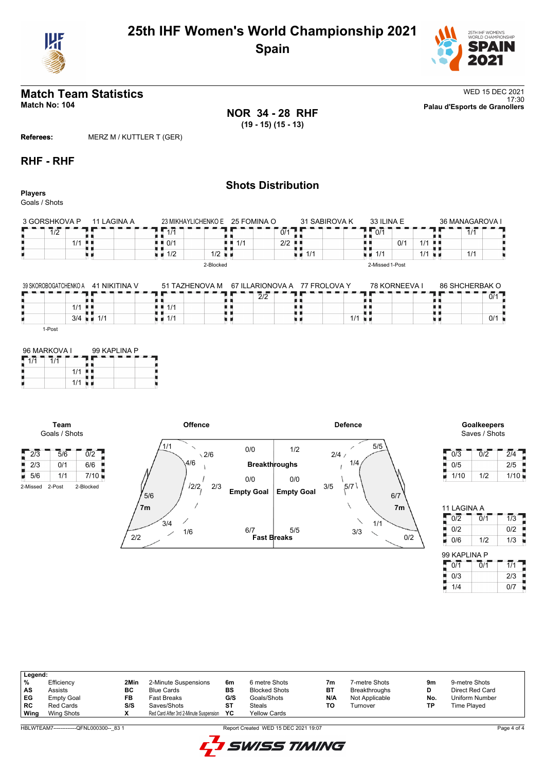# 25th IHF Women's World Championship 2021
## Spain

## Match Team Statistics

**Match No: 104**

WED 15 DEC 2021
17:30
**Palau d'Esports de Granollers**

**NOR 34 - 28 RHF**
**(19 - 15) (15 - 13)**

**Referees:** MERZ M / KUTTLER T (GER)

## RHF - RHF

### Shots Distribution

**Players**
Goals / Shots

3 GORSHKOVA P
1/2
1/1

11 LAGINA A

23 MIKHAYLICHENKO E
1/1
0/1
1/2 1/2
2-Blocked

25 FOMINA O
0/1
1/1 2/2

31 SABIROVA K
1/1

33 ILINA E
0/1
0/1 1/1
1/1 1/1
2-Missed 1-Post

36 MANAGAROVA I
1/1
1/1

39 SKOROBOGATCHENKO A
1/1
3/4
1-Post

41 NIKITINA V
1/1

51 TAZHENOVA M
1/1
1/1

67 ILLARIONOVA A
2/2

77 FROLOVA Y
1/1

78 KORNEEVA I

86 SHCHERBAK O
0/1
0/1

96 MARKOVA I
1/1 1/1
1/1
1/1

99 KAPLINA P

**Team**
Goals / Shots

| | | |
|---|---|---|
| 2/3 | 5/6 | 0/2 |
| 2/3 | 0/1 | 6/6 |
| 5/6 | 1/1 | 7/10 |

2-Missed 2-Post 2-Blocked

**Offence**

1/1
2/6
4/6
2/2
2/3
5/6
7m
3/4
1/6
2/2

| | |
|---|---|
| 0/0 | 1/2 |
| **Breakthroughs** | |
| 0/0 | 0/0 |
| **Empty Goal** | **Empty Goal** |
| 6/7 | 5/5 |
| **Fast Breaks** | |

**Defence**

2/4
5/5
1/4
3/5
5/7
6/7
7m
1/1
3/3
0/2

**Goalkeepers**
Saves / Shots

| | | |
|---|---|---|
| 0/3 | 0/2 | 2/4 |
| 0/5 | | 2/5 |
| 1/10 | 1/2 | 1/10 |

11 LAGINA A

| | | |
|---|---|---|
| 0/2 | 0/1 | 1/3 |
| 0/2 | | 0/2 |
| 0/6 | 1/2 | 1/3 |

99 KAPLINA P

| | | |
|---|---|---|
| 0/1 | 0/1 | 1/1 |
| 0/3 | | 2/3 |
| 1/4 | | 0/7 |

| Legend: | | | | | | | | | |
|---|---|---|---|---|---|---|---|---|---|
| % | Efficiency | 2Min | 2-Minute Suspensions | 6m | 6 metre Shots | 7m | 7-metre Shots | 9m | 9-metre Shots |
| AS | Assists | BC | Blue Cards | BS | Blocked Shots | BT | Breakthroughs | D | Direct Red Card |
| EG | Empty Goal | FB | Fast Breaks | G/S | Goals/Shots | N/A | Not Applicable | No. | Uniform Number |
| RC | Red Cards | S/S | Saves/Shots | ST | Steals | TO | Turnover | TP | Time Played |
| Wing | Wing Shots | X | Red Card After 3rd 2-Minute Suspension | YC | Yellow Cards | | | | |

HBLWTEAM7-------------QFNL000300--_83 1 Report Created WED 15 DEC 2021 19:07